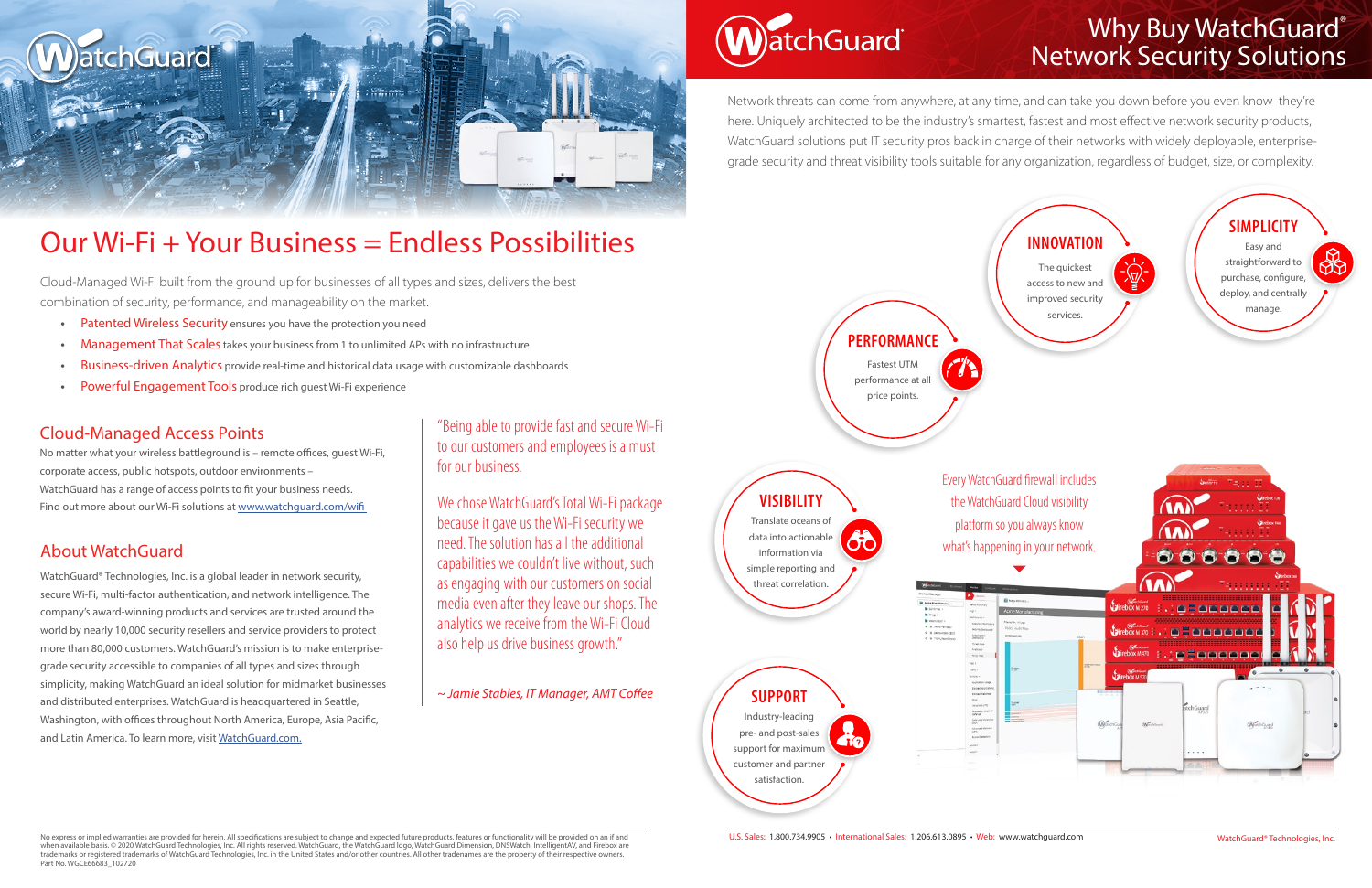# Our Wi-Fi + Your Business = Endless Possibilities

Cloud-Managed Wi-Fi built from the ground up for businesses of all types and sizes, delivers the best combination of security, performance, and manageability on the market.

- **Patented Wireless Security** ensures you have the protection you need
- **Management That Scales** takes your business from 1 to unlimited APs with no infrastructure
- **Business-driven Analytics** provide real-time and historical data usage with customizable dashboards
- **Powerful Engagement Tools** produce rich guest Wi-Fi experience

## Cloud-Managed Access Points

No matter what your wireless battleground is – remote offices, guest Wi-Fi, corporate access, public hotspots, outdoor environments – WatchGuard has a range of access points to fit your business needs. Find out more about our Wi-Fi solutions at www.watchguard.com/wifi

## About WatchGuard

WatchGuard® Technologies, Inc. is a global leader in network security, secure Wi-Fi, multi-factor authentication, and network intelligence. The company's award-winning products and services are trusted around the world by nearly 10,000 security resellers and service providers to protect more than 80,000 customers. WatchGuard's mission is to make enterprise-grade security accessible to companies of all types and sizes through simplicity, making WatchGuard an ideal solution for midmarket businesses and distributed enterprises. WatchGuard is headquartered in Seattle, Washington, with offices throughout North America, Europe, Asia Pacific, and Latin America. To learn more, visit WatchGuard.com.

"Being able to provide fast and secure Wi-Fi to our customers and employees is a must for our business.

We chose WatchGuard's Total Wi-Fi package because it gave us the Wi-Fi security we need. The solution has all the additional capabilities we couldn't live without, such as engaging with our customers on social media even after they leave our shops. The analytics we receive from the Wi-Fi Cloud also help us drive business growth."

*~ Jamie Stables, IT Manager, AMT Coffee*

# Why Buy WatchGuard® Network Security Solutions

Network threats can come from anywhere, at any time, and can take you down before you even know they're here. Uniquely architected to be the industry's smartest, fastest and most effective network security products, WatchGuard solutions put IT security pros back in charge of their networks with widely deployable, enterprise-grade security and threat visibility tools suitable for any organization, regardless of budget, size, or complexity.

### INNOVATION

The quickest access to new and improved security services.

### SIMPLICITY

Easy and straightforward to purchase, configure, deploy, and centrally manage.

### PERFORMANCE

Fastest UTM performance at all price points.

### VISIBILITY

Translate oceans of data into actionable information via simple reporting and threat correlation.

### SUPPORT

Industry-leading pre- and post-sales support for maximum customer and partner satisfaction.

Every WatchGuard firewall includes the WatchGuard Cloud visibility platform so you always know what's happening in your network.

No express or implied warranties are provided for herein. All specifications are subject to change and expected future products, features or functionality will be provided on an if and when available basis. © 2020 WatchGuard Technologies, Inc. All rights reserved. WatchGuard, the WatchGuard logo, WatchGuard Dimension, DNSWatch, IntelligentAV, and Firebox are trademarks or registered trademarks of WatchGuard Technologies, Inc. in the United States and/or other countries. All other tradenames are the property of their respective owners. Part No. WGCE66683_102720

U.S. Sales: 1.800.734.9905 • International Sales: 1.206.613.0895 • Web: www.watchguard.com

WatchGuard® Technologies, Inc.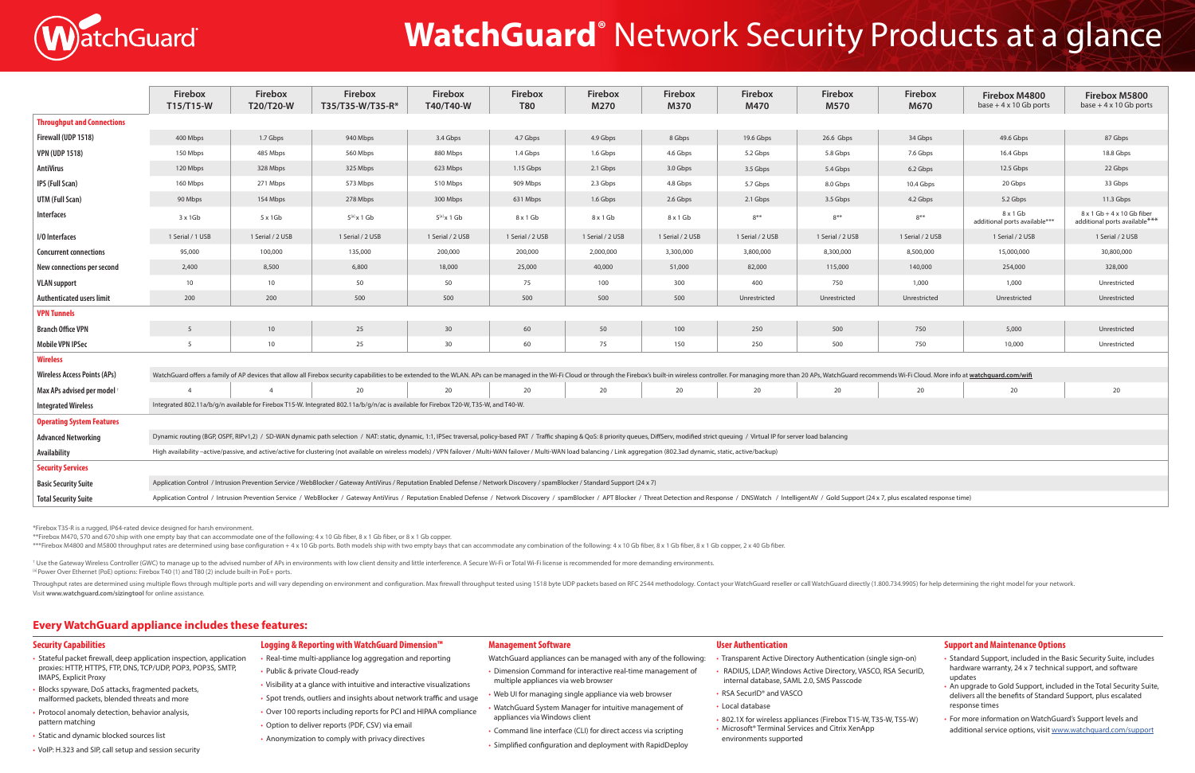# WatchGuard® Network Security Products at a glance

| | Firebox T15/T15-W | Firebox T20/T20-W | Firebox T35/T35-W/T35-R* | Firebox T40/T40-W | Firebox T80 | Firebox M270 | Firebox M370 | Firebox M470 | Firebox M570 | Firebox M670 | Firebox M4800 base + 4 x 10 Gb ports | Firebox M5800 base + 4 x 10 Gb ports |
|---|---|---|---|---|---|---|---|---|---|---|---|---|
| **Throughput and Connections** | | | | | | | | | | | | |
| Firewall (UDP 1518) | 400 Mbps | 1.7 Gbps | 940 Mbps | 3.4 Gbps | 4.7 Gbps | 4.9 Gbps | 8 Gbps | 19.6 Gbps | 26.6 Gbps | 34 Gbps | 49.6 Gbps | 87 Gbps |
| VPN (UDP 1518) | 150 Mbps | 485 Mbps | 560 Mbps | 880 Mbps | 1.4 Gbps | 1.6 Gbps | 4.6 Gbps | 5.2 Gbps | 5.8 Gbps | 7.6 Gbps | 16.4 Gbps | 18.8 Gbps |
| AntiVirus | 120 Mbps | 328 Mbps | 325 Mbps | 623 Mbps | 1.15 Gbps | 2.1 Gbps | 3.0 Gbps | 3.5 Gbps | 5.4 Gbps | 6.2 Gbps | 12.5 Gbps | 22 Gbps |
| IPS (Full Scan) | 160 Mbps | 271 Mbps | 573 Mbps | 510 Mbps | 909 Mbps | 2.3 Gbps | 4.8 Gbps | 5.7 Gbps | 8.0 Gbps | 10.4 Gbps | 20 Gbps | 33 Gbps |
| UTM (Full Scan) | 90 Mbps | 154 Mbps | 278 Mbps | 300 Mbps | 631 Mbps | 1.6 Gbps | 2.6 Gbps | 2.1 Gbps | 3.5 Gbps | 4.2 Gbps | 5.2 Gbps | 11.3 Gbps |
| Interfaces | 3 x 1Gb | 5 x 1Gb | 5[‡] x 1 Gb | 5[‡] x 1 Gb | 8 x 1 Gb | 8 x 1 Gb | 8 x 1 Gb | 8** | 8** | 8** | 8 x 1 Gb additional ports available*** | 8 x 1 Gb + 4 x 10 Gb fiber additional ports available*** |
| I/O Interfaces | 1 Serial / 1 USB | 1 Serial / 2 USB | 1 Serial / 2 USB | 1 Serial / 2 USB | 1 Serial / 2 USB | 1 Serial / 2 USB | 1 Serial / 2 USB | 1 Serial / 2 USB | 1 Serial / 2 USB | 1 Serial / 2 USB | 1 Serial / 2 USB | 1 Serial / 2 USB |
| Concurrent connections | 95,000 | 100,000 | 135,000 | 200,000 | 200,000 | 2,000,000 | 3,300,000 | 3,800,000 | 8,300,000 | 8,500,000 | 15,000,000 | 30,800,000 |
| New connections per second | 2,400 | 8,500 | 6,800 | 18,000 | 25,000 | 40,000 | 51,000 | 82,000 | 115,000 | 140,000 | 254,000 | 328,000 |
| VLAN support | 10 | 10 | 50 | 50 | 75 | 100 | 300 | 400 | 750 | 1,000 | 1,000 | Unrestricted |
| Authenticated users limit | 200 | 200 | 500 | 500 | 500 | 500 | 500 | Unrestricted | Unrestricted | Unrestricted | Unrestricted | Unrestricted |
| **VPN Tunnels** | | | | | | | | | | | | |
| Branch Office VPN | 5 | 10 | 25 | 30 | 60 | 50 | 100 | 250 | 500 | 750 | 5,000 | Unrestricted |
| Mobile VPN IPSec | 5 | 10 | 25 | 30 | 60 | 75 | 150 | 250 | 500 | 750 | 10,000 | Unrestricted |
| **Wireless** | | | | | | | | | | | | |
| Wireless Access Points (APs) | WatchGuard offers a family of AP devices that allow all Firebox security capabilities to be extended to the WLAN. APs can be managed in the Wi-Fi Cloud or through the Firebox's built-in wireless controller. For managing more than 20 APs, WatchGuard recommends Wi-Fi Cloud. More info at **watchguard.com/wifi** | | | | | | | | | | | |
| Max APs advised per model [†] | 4 | 4 | 20 | 20 | 20 | 20 | 20 | 20 | 20 | 20 | 20 | 20 |
| Integrated Wireless | Integrated 802.11a/b/g/n available for Firebox T15-W. Integrated 802.11a/b/g/n/ac is available for Firebox T20-W, T35-W, and T40-W. | | | | | | | | | | | |
| **Operating System Features** | | | | | | | | | | | | |
| Advanced Networking | Dynamic routing (BGP, OSPF, RIPv1,2) / SD-WAN dynamic path selection / NAT: static, dynamic, 1:1, IPSec traversal, policy-based PAT / Traffic shaping & QoS: 8 priority queues, DiffServ, modified strict queuing / Virtual IP for external load balancing | | | | | | | | | | | |
| Availability | High availability –active/passive, and active/active for clustering (not available on wireless models) / VPN failover / Multi-WAN failover / Multi-WAN load balancing / Link aggregation (802.3ad dynamic, static, active/backup) | | | | | | | | | | | |
| **Security Services** | | | | | | | | | | | | |
| Basic Security Suite | Application Control / Intrusion Prevention Service / WebBlocker / Gateway AntiVirus / Reputation Enabled Defense / Network Discovery / spamBlocker / Standard Support (24 x 7) | | | | | | | | | | | |
| Total Security Suite | Application Control / Intrusion Prevention Service / WebBlocker / Gateway AntiVirus / Reputation Enabled Defense / Network Discovery / spamBlocker / APT Blocker / Threat Detection and Response / DNSWatch / IntelligentAV / Gold Support (24 x 7, plus escalated response time) | | | | | | | | | | | |

*Firebox T35-R is a rugged, IP64-rated device designed for harsh environment.

**Firebox M470, 570 and 670 ship with one empty bay that can accommodate one of the following: 4 x 10 Gb fiber, 8 x 1 Gb fiber, or 8 x 1 Gb copper.

***Firebox M4800 and M5800 throughput rates are determined using base configuration + 4 x 10 Gb ports. Both models ship with two empty bays that can accommodate any combination of the following: 4 x 10 Gb fiber, 8 x 1 Gb fiber, 8 x 1 Gb copper, 2 x 40 Gb fiber.

[†] Use the Gateway Wireless Controller (GWC) to manage up to the advised number of APs in environments with low client density and little interference. A Secure Wi-Fi or Total Wi-Fi license is recommended for more demanding environments.

[‡] Power Over Ethernet (PoE) options: Firebox T40 (1) and T80 (2) include built-in PoE+ ports.

Throughput rates are determined using multiple flows through multiple ports and will vary depending on environment and configuration. Max firewall throughput tested using 1518 byte UDP packets based on RFC 2544 methodology. Contact your WatchGuard reseller or call WatchGuard directly (1.800.734.9905) for help determining the right model for your network. Visit **www.watchguard.com/sizingtool** for online assistance.

## Every WatchGuard appliance includes these features:

### Security Capabilities

- Stateful packet firewall, deep application inspection, application proxies: HTTP, HTTPS, FTP, DNS, TCP/UDP, POP3, POP3S, SMTP, IMAPS, Explicit Proxy
- Blocks spyware, DoS attacks, fragmented packets, malformed packets, blended threats and more
- Protocol anomaly detection, behavior analysis, pattern matching
- Static and dynamic blocked sources list
- VoIP: H.323 and SIP, call setup and session security

### Logging & Reporting with WatchGuard Dimension™

- Real-time multi-appliance log aggregation and reporting
- Public & private Cloud-ready
- Visibility at a glance with intuitive and interactive visualizations
- Spot trends, outliers and insights about network traffic and usage
- Over 100 reports including reports for PCI and HIPAA compliance
- Option to deliver reports (PDF, CSV) via email
- Anonymization to comply with privacy directives

### Management Software

WatchGuard appliances can be managed with any of the following:

- Dimension Command for interactive real-time management of multiple appliances via web browser
- Web UI for managing single appliance via web browser
- WatchGuard System Manager for intuitive management of appliances via Windows client
- Command line interface (CLI) for direct access via scripting
- Simplified configuration and deployment with RapidDeploy

### User Authentication

- Transparent Active Directory Authentication (single sign-on)
- RADIUS, LDAP, Windows Active Directory, VASCO, RSA SecurID, internal database, SAML 2.0, SMS Passcode
- RSA SecurID® and VASCO
- Local database
- 802.1X for wireless appliances (Firebox T15-W, T35-W, T55-W)
- Microsoft® Terminal Services and Citrix XenApp environments supported

### Support and Maintenance Options

- Standard Support, included in the Basic Security Suite, includes hardware warranty, 24 x 7 technical support, and software updates
- An upgrade to Gold Support, included in the Total Security Suite, delivers all the benefits of Standard Support, plus escalated response times
- For more information on WatchGuard's Support levels and additional service options, visit www.watchguard.com/support